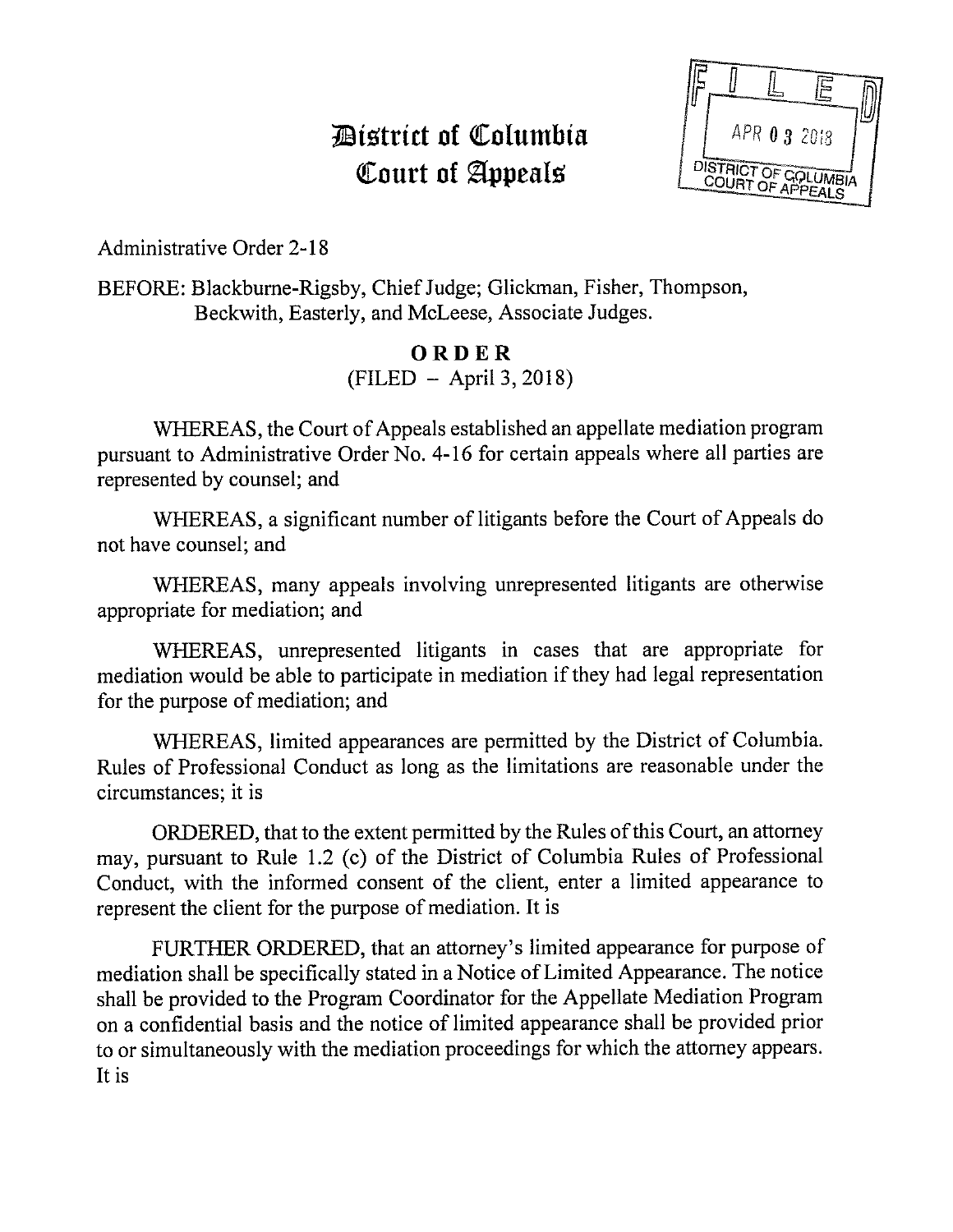# District of Columbia Court of Appeals

FILED
APR 03 2018
DISTRICT OF COLUMBIA COURT OF APPEALS

Administrative Order 2-18

BEFORE: Blackburne-Rigsby, Chief Judge; Glickman, Fisher, Thompson, Beckwith, Easterly, and McLeese, Associate Judges.

## ORDER

(FILED – April 3, 2018)

WHEREAS, the Court of Appeals established an appellate mediation program pursuant to Administrative Order No. 4-16 for certain appeals where all parties are represented by counsel; and

WHEREAS, a significant number of litigants before the Court of Appeals do not have counsel; and

WHEREAS, many appeals involving unrepresented litigants are otherwise appropriate for mediation; and

WHEREAS, unrepresented litigants in cases that are appropriate for mediation would be able to participate in mediation if they had legal representation for the purpose of mediation; and

WHEREAS, limited appearances are permitted by the District of Columbia. Rules of Professional Conduct as long as the limitations are reasonable under the circumstances; it is

ORDERED, that to the extent permitted by the Rules of this Court, an attorney may, pursuant to Rule 1.2 (c) of the District of Columbia Rules of Professional Conduct, with the informed consent of the client, enter a limited appearance to represent the client for the purpose of mediation. It is

FURTHER ORDERED, that an attorney's limited appearance for purpose of mediation shall be specifically stated in a Notice of Limited Appearance. The notice shall be provided to the Program Coordinator for the Appellate Mediation Program on a confidential basis and the notice of limited appearance shall be provided prior to or simultaneously with the mediation proceedings for which the attorney appears. It is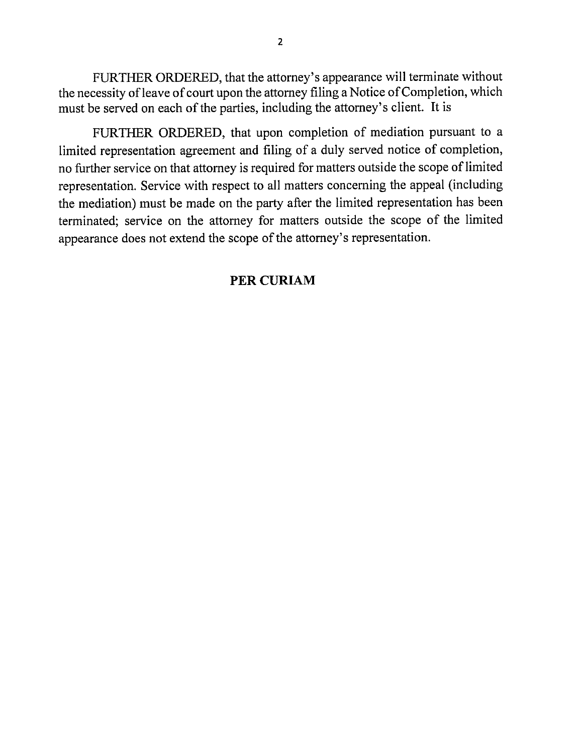FURTHER ORDERED, that the attorney's appearance will terminate without the necessity of leave of court upon the attorney filing a Notice of Completion, which must be served on each of the parties, including the attorney's client. It is

FURTHER ORDERED, that upon completion of mediation pursuant to a limited representation agreement and filing of a duly served notice of completion, no further service on that attorney is required for matters outside the scope of limited representation. Service with respect to all matters concerning the appeal (including the mediation) must be made on the party after the limited representation has been terminated; service on the attorney for matters outside the scope of the limited appearance does not extend the scope of the attorney's representation.

**PER CURIAM**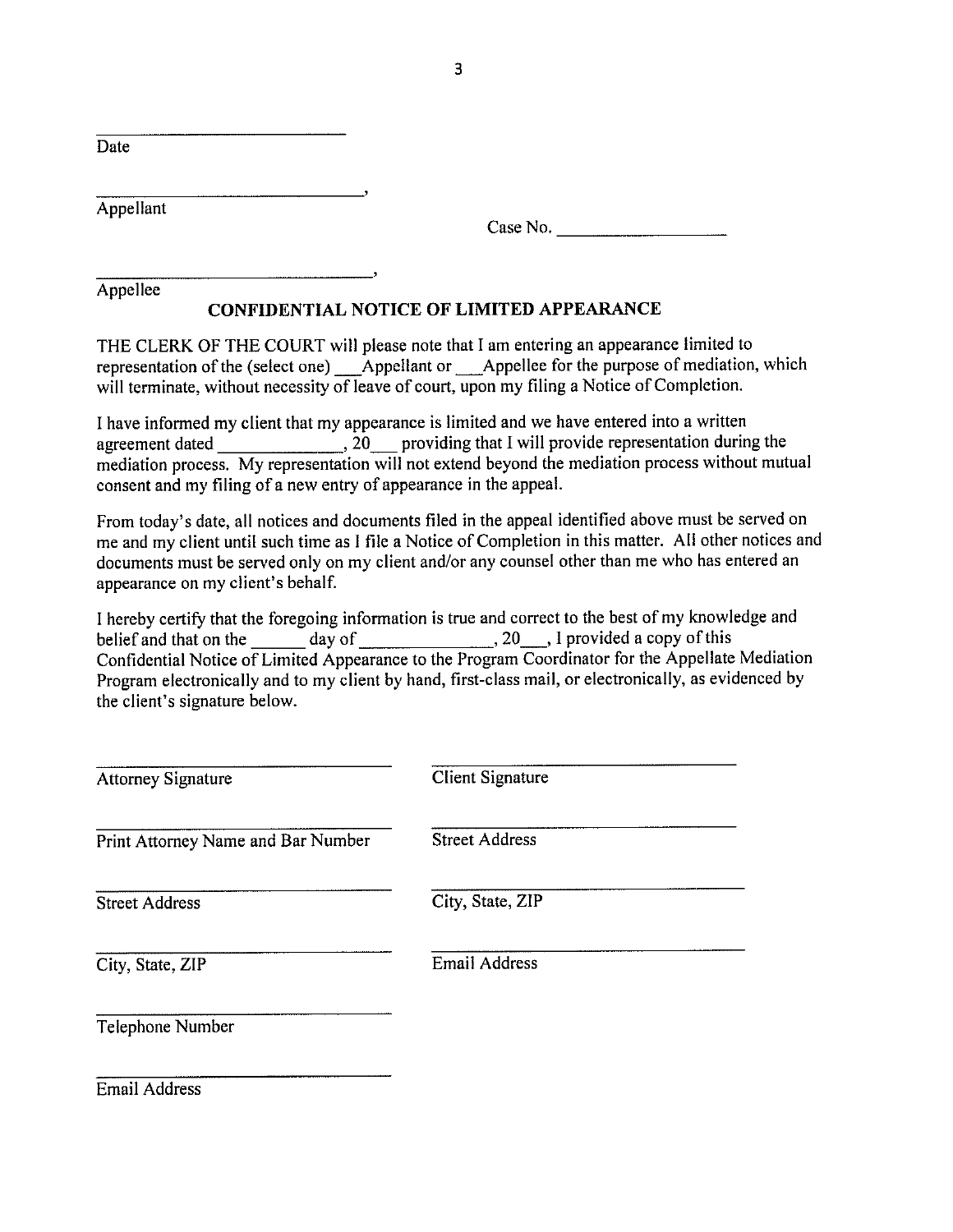\_\_\_\_\_\_\_\_\_\_\_\_\_\_\_\_\_\_\_\_\_\_\_\_\_\_\_\_
Date

\_\_\_\_\_\_\_\_\_\_\_\_\_\_\_\_\_\_\_\_\_\_\_\_\_\_\_\_,
Appellant

Case No. \_\_\_\_\_\_\_\_\_\_\_\_\_\_\_\_\_\_

\_\_\_\_\_\_\_\_\_\_\_\_\_\_\_\_\_\_\_\_\_\_\_\_\_\_\_\_,
Appellee

## CONFIDENTIAL NOTICE OF LIMITED APPEARANCE

THE CLERK OF THE COURT will please note that I am entering an appearance limited to representation of the (select one) \_\_\_Appellant or \_\_\_Appellee for the purpose of mediation, which will terminate, without necessity of leave of court, upon my filing a Notice of Completion.

I have informed my client that my appearance is limited and we have entered into a written agreement dated \_\_\_\_\_\_\_\_\_\_\_\_\_, 20\_\_\_ providing that I will provide representation during the mediation process. My representation will not extend beyond the mediation process without mutual consent and my filing of a new entry of appearance in the appeal.

From today's date, all notices and documents filed in the appeal identified above must be served on me and my client until such time as I file a Notice of Completion in this matter. All other notices and documents must be served only on my client and/or any counsel other than me who has entered an appearance on my client's behalf.

I hereby certify that the foregoing information is true and correct to the best of my knowledge and belief and that on the \_\_\_\_\_ day of \_\_\_\_\_\_\_\_\_\_\_\_\_\_, 20\_\_\_, I provided a copy of this Confidential Notice of Limited Appearance to the Program Coordinator for the Appellate Mediation Program electronically and to my client by hand, first-class mail, or electronically, as evidenced by the client's signature below.

| | |
|---|---|
| \_\_\_\_\_\_\_\_\_\_\_\_\_\_\_\_\_\_\_\_\_\_\_\_ Attorney Signature | \_\_\_\_\_\_\_\_\_\_\_\_\_\_\_\_\_\_\_\_\_\_\_\_ Client Signature |
| \_\_\_\_\_\_\_\_\_\_\_\_\_\_\_\_\_\_\_\_\_\_\_\_ Print Attorney Name and Bar Number | \_\_\_\_\_\_\_\_\_\_\_\_\_\_\_\_\_\_\_\_\_\_\_\_ Street Address |
| \_\_\_\_\_\_\_\_\_\_\_\_\_\_\_\_\_\_\_\_\_\_\_\_ Street Address | \_\_\_\_\_\_\_\_\_\_\_\_\_\_\_\_\_\_\_\_\_\_\_\_ City, State, ZIP |
| \_\_\_\_\_\_\_\_\_\_\_\_\_\_\_\_\_\_\_\_\_\_\_\_ City, State, ZIP | \_\_\_\_\_\_\_\_\_\_\_\_\_\_\_\_\_\_\_\_\_\_\_\_ Email Address |
| \_\_\_\_\_\_\_\_\_\_\_\_\_\_\_\_\_\_\_\_\_\_\_\_ Telephone Number | |
| \_\_\_\_\_\_\_\_\_\_\_\_\_\_\_\_\_\_\_\_\_\_\_\_ Email Address | |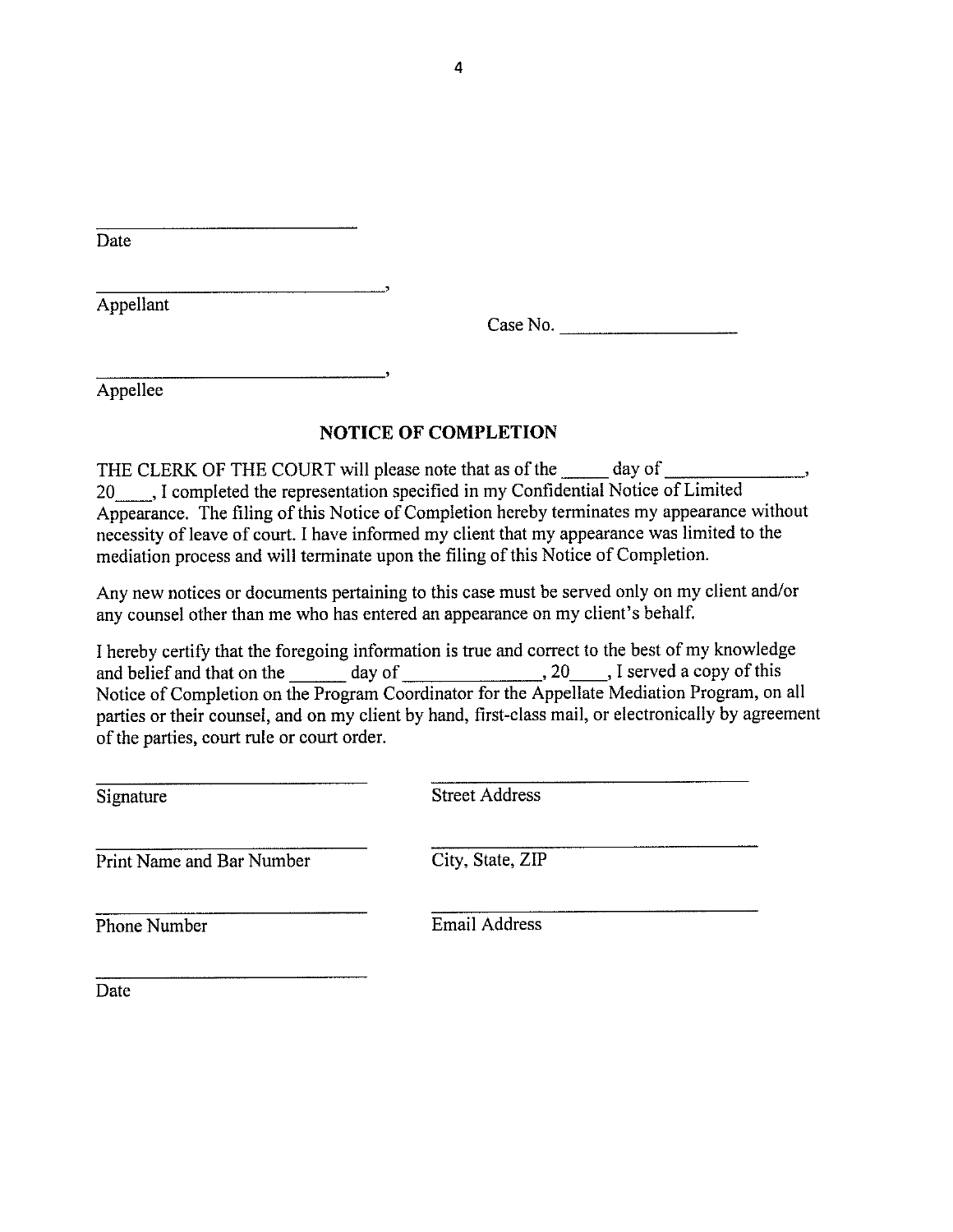\_\_\_\_\_\_\_\_\_\_\_\_\_\_\_\_\_\_\_\_\_\_\_\_\_\_\_\_\_\_
Date

\_\_\_\_\_\_\_\_\_\_\_\_\_\_\_\_\_\_\_\_\_\_\_\_\_\_\_\_\_\_,
Appellant

Case No. \_\_\_\_\_\_\_\_\_\_\_\_\_\_\_\_\_\_\_\_

\_\_\_\_\_\_\_\_\_\_\_\_\_\_\_\_\_\_\_\_\_\_\_\_\_\_\_\_\_\_,
Appellee

## NOTICE OF COMPLETION

THE CLERK OF THE COURT will please note that as of the \_\_\_\_\_ day of \_\_\_\_\_\_\_\_\_\_\_\_\_\_\_, 20\_\_\_\_, I completed the representation specified in my Confidential Notice of Limited Appearance. The filing of this Notice of Completion hereby terminates my appearance without necessity of leave of court. I have informed my client that my appearance was limited to the mediation process and will terminate upon the filing of this Notice of Completion.

Any new notices or documents pertaining to this case must be served only on my client and/or any counsel other than me who has entered an appearance on my client's behalf.

I hereby certify that the foregoing information is true and correct to the best of my knowledge and belief and that on the \_\_\_\_\_\_ day of \_\_\_\_\_\_\_\_\_\_\_\_\_\_\_, 20\_\_\_\_, I served a copy of this Notice of Completion on the Program Coordinator for the Appellate Mediation Program, on all parties or their counsel, and on my client by hand, first-class mail, or electronically by agreement of the parties, court rule or court order.

| | |
|---|---|
| \_\_\_\_\_\_\_\_\_\_\_\_\_\_\_\_\_\_\_\_\_\_\_\_\_\_\_\_<br>Signature | \_\_\_\_\_\_\_\_\_\_\_\_\_\_\_\_\_\_\_\_\_\_\_\_\_\_\_\_<br>Street Address |
| \_\_\_\_\_\_\_\_\_\_\_\_\_\_\_\_\_\_\_\_\_\_\_\_\_\_\_\_<br>Print Name and Bar Number | \_\_\_\_\_\_\_\_\_\_\_\_\_\_\_\_\_\_\_\_\_\_\_\_\_\_\_\_<br>City, State, ZIP |
| \_\_\_\_\_\_\_\_\_\_\_\_\_\_\_\_\_\_\_\_\_\_\_\_\_\_\_\_<br>Phone Number | \_\_\_\_\_\_\_\_\_\_\_\_\_\_\_\_\_\_\_\_\_\_\_\_\_\_\_\_<br>Email Address |
| \_\_\_\_\_\_\_\_\_\_\_\_\_\_\_\_\_\_\_\_\_\_\_\_\_\_\_\_<br>Date | |